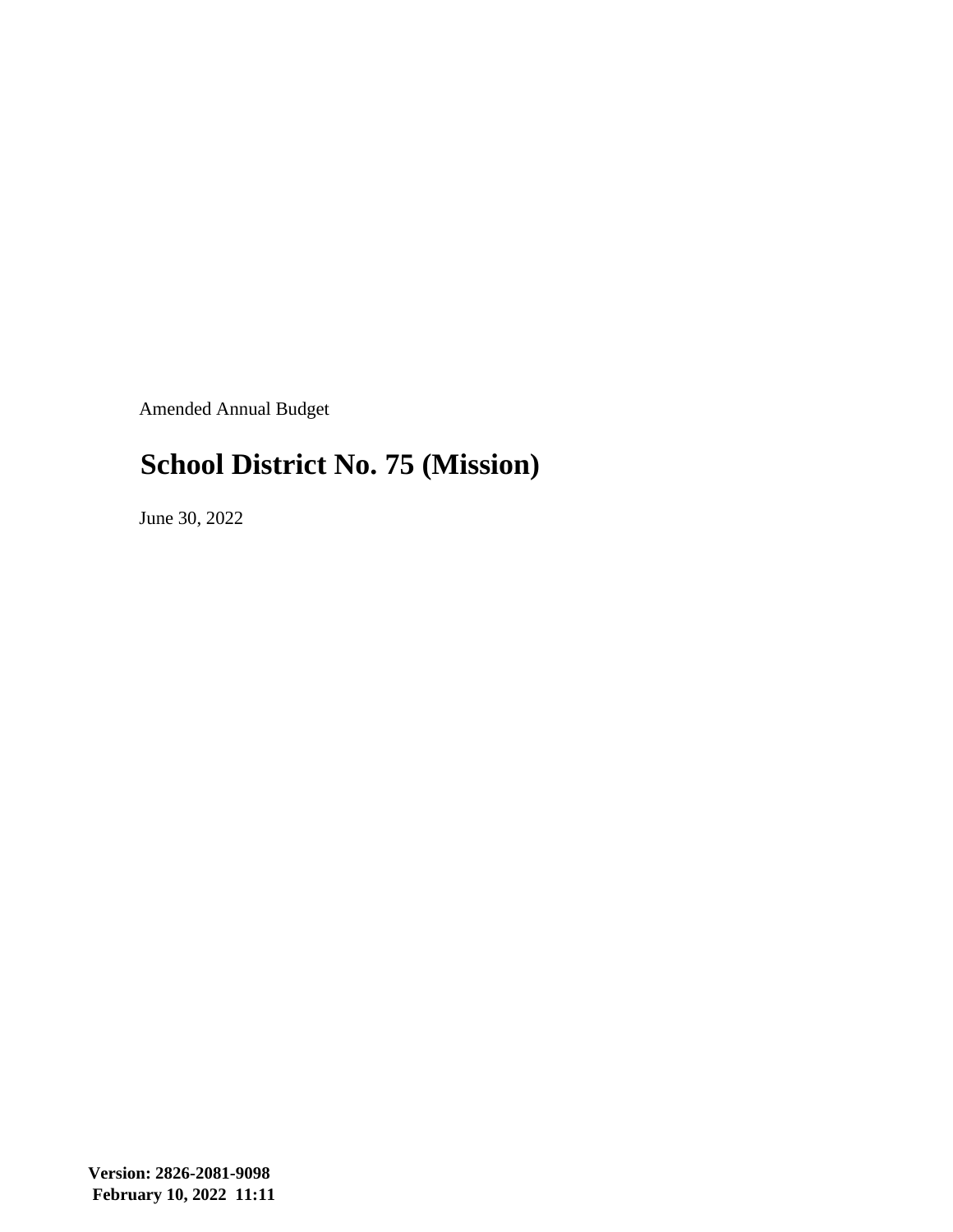Amended Annual Budget

# School District No. 75 (Mission)

June 30, 2022

**Version: 2826-2081-9098**
**February 10, 2022 11:11**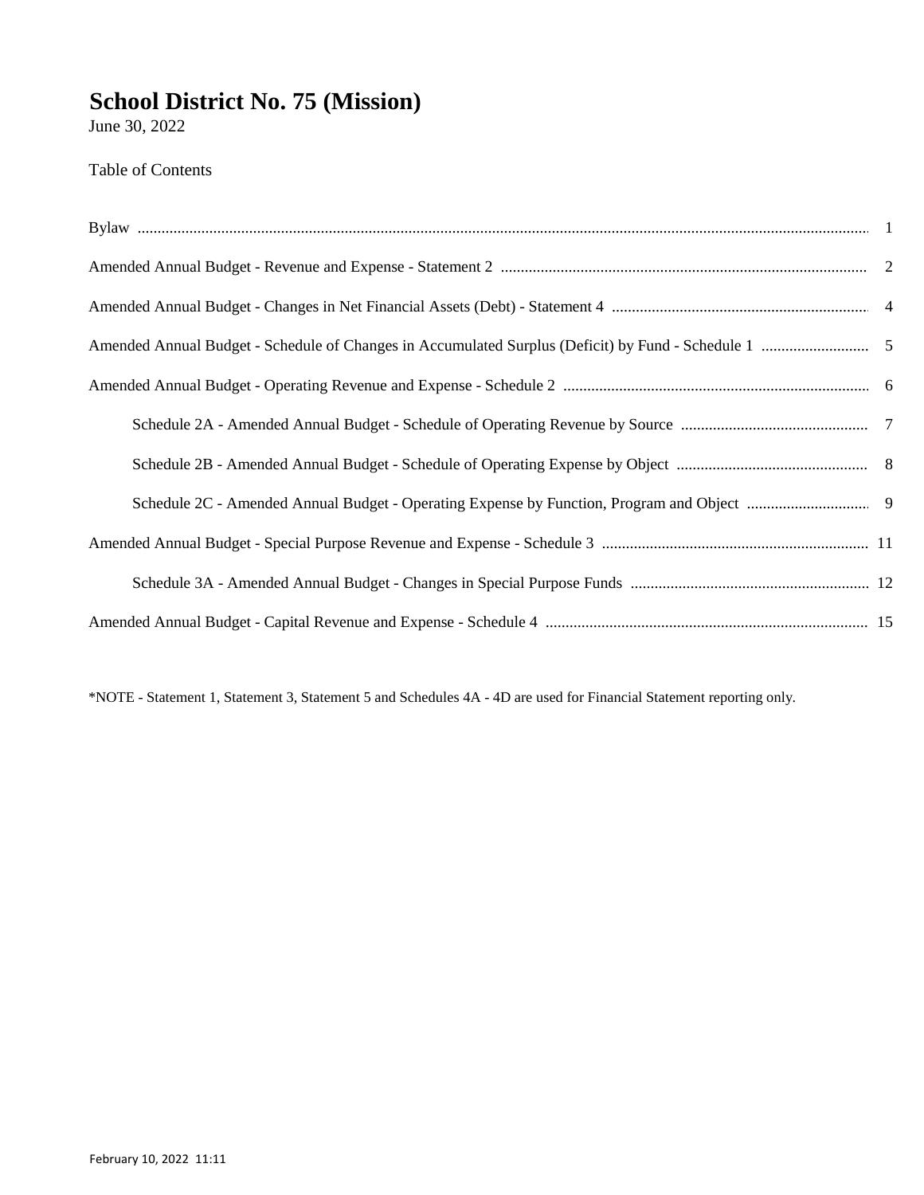# School District No. 75 (Mission)

June 30, 2022

Table of Contents

| | |
|---|---|
| Bylaw | 1 |
| Amended Annual Budget - Revenue and Expense - Statement 2 | 2 |
| Amended Annual Budget - Changes in Net Financial Assets (Debt) - Statement 4 | 4 |
| Amended Annual Budget - Schedule of Changes in Accumulated Surplus (Deficit) by Fund - Schedule 1 | 5 |
| Amended Annual Budget - Operating Revenue and Expense - Schedule 2 | 6 |
| Schedule 2A - Amended Annual Budget - Schedule of Operating Revenue by Source | 7 |
| Schedule 2B - Amended Annual Budget - Schedule of Operating Expense by Object | 8 |
| Schedule 2C - Amended Annual Budget - Operating Expense by Function, Program and Object | 9 |
| Amended Annual Budget - Special Purpose Revenue and Expense - Schedule 3 | 11 |
| Schedule 3A - Amended Annual Budget - Changes in Special Purpose Funds | 12 |
| Amended Annual Budget - Capital Revenue and Expense - Schedule 4 | 15 |

*NOTE - Statement 1, Statement 3, Statement 5 and Schedules 4A - 4D are used for Financial Statement reporting only.

February 10, 2022 11:11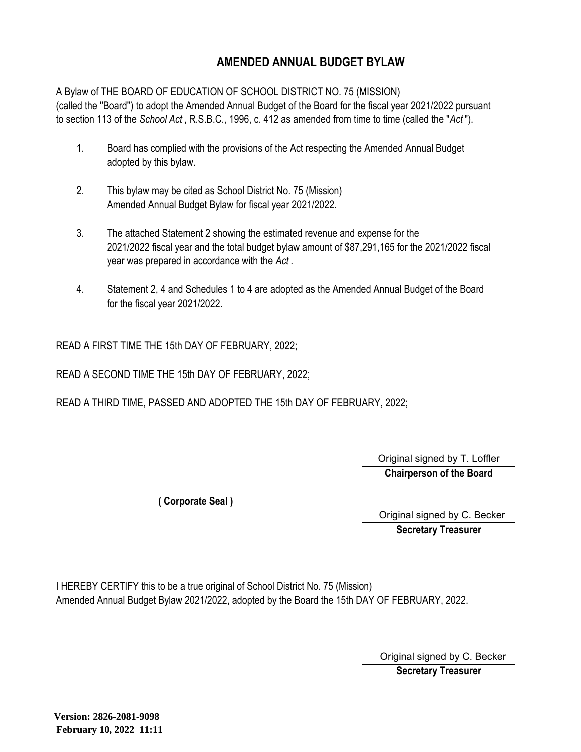# AMENDED ANNUAL BUDGET BYLAW

A Bylaw of THE BOARD OF EDUCATION OF SCHOOL DISTRICT NO. 75 (MISSION) (called the ''Board'') to adopt the Amended Annual Budget of the Board for the fiscal year 2021/2022 pursuant to section 113 of the *School Act* , R.S.B.C., 1996, c. 412 as amended from time to time (called the "*Act* ").

1. Board has complied with the provisions of the Act respecting the Amended Annual Budget adopted by this bylaw.

2. This bylaw may be cited as School District No. 75 (Mission) Amended Annual Budget Bylaw for fiscal year 2021/2022.

3. The attached Statement 2 showing the estimated revenue and expense for the 2021/2022 fiscal year and the total budget bylaw amount of $87,291,165 for the 2021/2022 fiscal year was prepared in accordance with the *Act* .

4. Statement 2, 4 and Schedules 1 to 4 are adopted as the Amended Annual Budget of the Board for the fiscal year 2021/2022.

READ A FIRST TIME THE 15th DAY OF FEBRUARY, 2022;

READ A SECOND TIME THE 15th DAY OF FEBRUARY, 2022;

READ A THIRD TIME, PASSED AND ADOPTED THE 15th DAY OF FEBRUARY, 2022;

Original signed by T. Loffler

**Chairperson of the Board**

**( Corporate Seal )**

Original signed by C. Becker

**Secretary Treasurer**

I HEREBY CERTIFY this to be a true original of School District No. 75 (Mission) Amended Annual Budget Bylaw 2021/2022, adopted by the Board the 15th DAY OF FEBRUARY, 2022.

Original signed by C. Becker

**Secretary Treasurer**

**Version: 2826-2081-9098**
**February 10, 2022 11:11**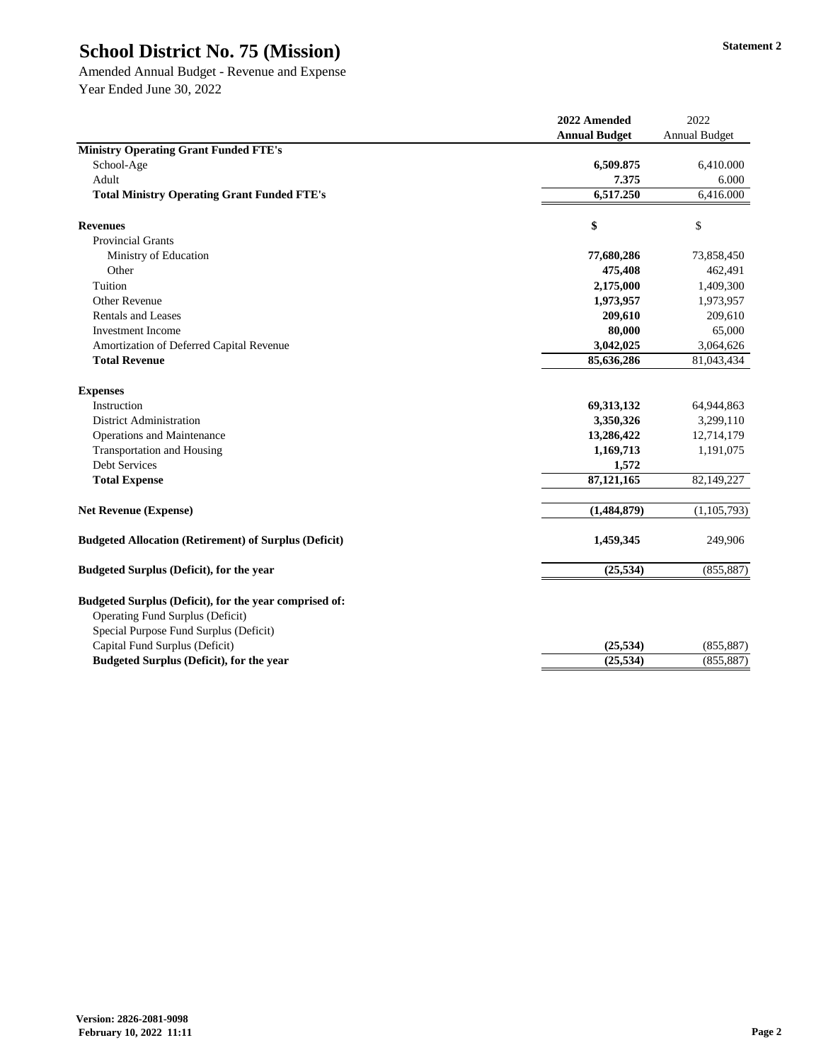# School District No. 75 (Mission)

Statement 2

Amended Annual Budget - Revenue and Expense
Year Ended June 30, 2022

| | 2022 Amended Annual Budget | 2022 Annual Budget |
|---|---|---|
| **Ministry Operating Grant Funded FTE's** | | |
| School-Age | **6,509.875** | 6,410.000 |
| Adult | **7.375** | 6.000 |
| **Total Ministry Operating Grant Funded FTE's** | **6,517.250** | 6,416.000 |
| | | |
| **Revenues** | **$** | $ |
| Provincial Grants | | |
| Ministry of Education | **77,680,286** | 73,858,450 |
| Other | **475,408** | 462,491 |
| Tuition | **2,175,000** | 1,409,300 |
| Other Revenue | **1,973,957** | 1,973,957 |
| Rentals and Leases | **209,610** | 209,610 |
| Investment Income | **80,000** | 65,000 |
| Amortization of Deferred Capital Revenue | **3,042,025** | 3,064,626 |
| **Total Revenue** | **85,636,286** | 81,043,434 |
| | | |
| **Expenses** | | |
| Instruction | **69,313,132** | 64,944,863 |
| District Administration | **3,350,326** | 3,299,110 |
| Operations and Maintenance | **13,286,422** | 12,714,179 |
| Transportation and Housing | **1,169,713** | 1,191,075 |
| Debt Services | **1,572** | |
| **Total Expense** | **87,121,165** | 82,149,227 |
| | | |
| **Net Revenue (Expense)** | **(1,484,879)** | (1,105,793) |
| | | |
| **Budgeted Allocation (Retirement) of Surplus (Deficit)** | **1,459,345** | 249,906 |
| | | |
| **Budgeted Surplus (Deficit), for the year** | **(25,534)** | (855,887) |
| | | |
| **Budgeted Surplus (Deficit), for the year comprised of:** | | |
| Operating Fund Surplus (Deficit) | | |
| Special Purpose Fund Surplus (Deficit) | | |
| Capital Fund Surplus (Deficit) | **(25,534)** | (855,887) |
| **Budgeted Surplus (Deficit), for the year** | **(25,534)** | (855,887) |

**Version: 2826-2081-9098**
**February 10, 2022 11:11**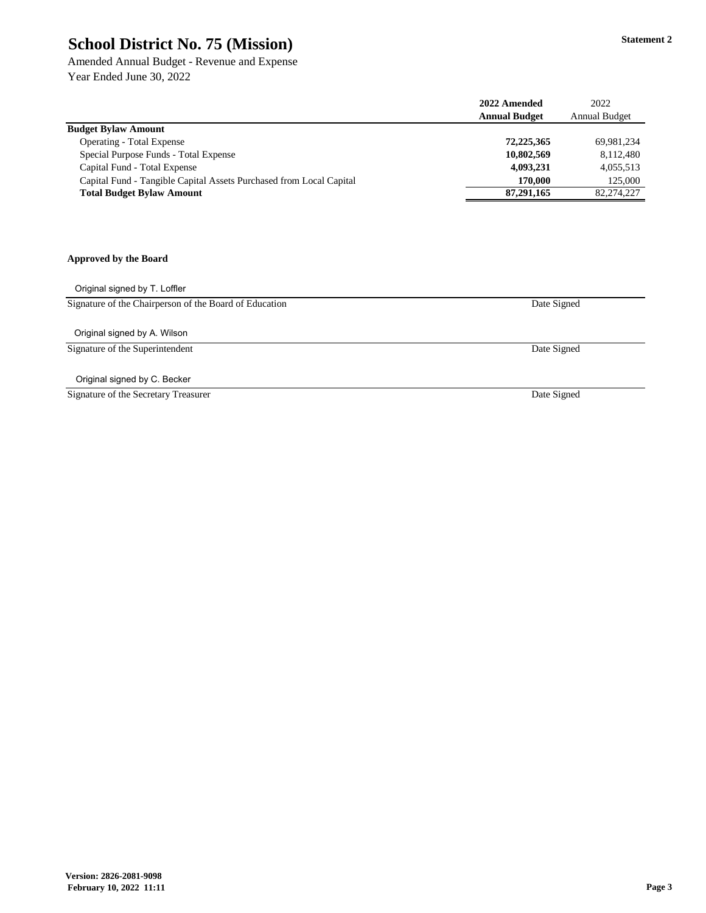# School District No. 75 (Mission)

**Statement 2**

Amended Annual Budget - Revenue and Expense

Year Ended June 30, 2022

| | 2022 Amended Annual Budget | 2022 Annual Budget |
|---|---|---|
| **Budget Bylaw Amount** | | |
| Operating - Total Expense | **72,225,365** | 69,981,234 |
| Special Purpose Funds - Total Expense | **10,802,569** | 8,112,480 |
| Capital Fund - Total Expense | **4,093,231** | 4,055,513 |
| Capital Fund - Tangible Capital Assets Purchased from Local Capital | **170,000** | 125,000 |
| **Total Budget Bylaw Amount** | **87,291,165** | 82,274,227 |

**Approved by the Board**

Original signed by T. Loffler

Signature of the Chairperson of the Board of Education — Date Signed

Original signed by A. Wilson

Signature of the Superintendent — Date Signed

Original signed by C. Becker

Signature of the Secretary Treasurer — Date Signed

**Version: 2826-2081-9098**
**February 10, 2022 11:11**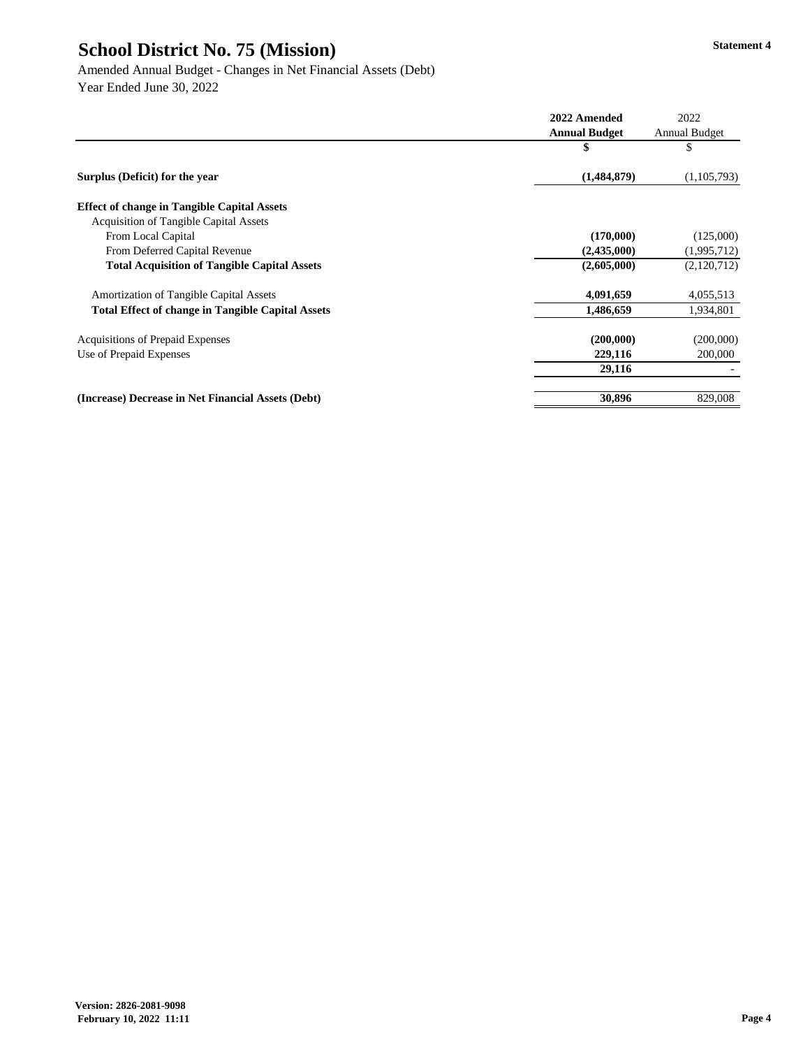# School District No. 75 (Mission)

Statement 4

Amended Annual Budget - Changes in Net Financial Assets (Debt)

Year Ended June 30, 2022

| | 2022 Amended Annual Budget | 2022 Annual Budget |
|---|---|---|
| | **$** | $ |
| **Surplus (Deficit) for the year** | **(1,484,879)** | (1,105,793) |
| **Effect of change in Tangible Capital Assets** | | |
| Acquisition of Tangible Capital Assets | | |
| From Local Capital | **(170,000)** | (125,000) |
| From Deferred Capital Revenue | **(2,435,000)** | (1,995,712) |
| **Total Acquisition of Tangible Capital Assets** | **(2,605,000)** | (2,120,712) |
| Amortization of Tangible Capital Assets | **4,091,659** | 4,055,513 |
| **Total Effect of change in Tangible Capital Assets** | **1,486,659** | 1,934,801 |
| Acquisitions of Prepaid Expenses | **(200,000)** | (200,000) |
| Use of Prepaid Expenses | **229,116** | 200,000 |
| | **29,116** | - |
| **(Increase) Decrease in Net Financial Assets (Debt)** | **30,896** | 829,008 |

**Version: 2826-2081-9098**
**February 10, 2022 11:11**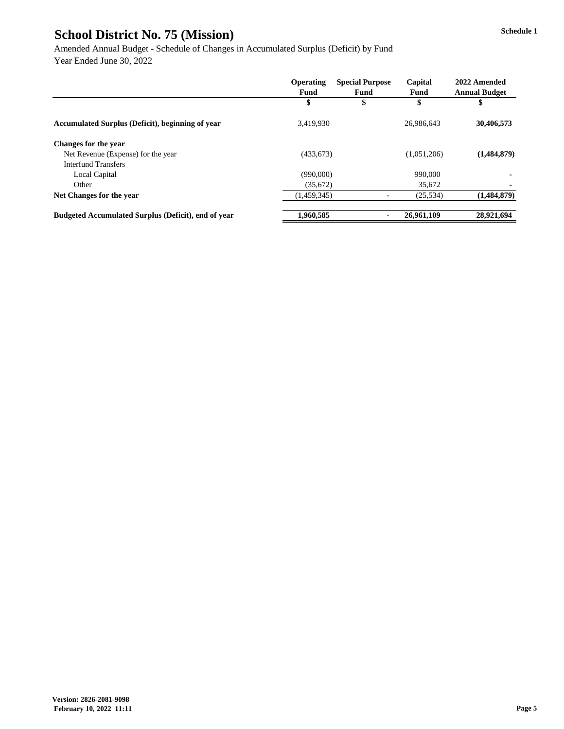# School District No. 75 (Mission)

Schedule 1

Amended Annual Budget - Schedule of Changes in Accumulated Surplus (Deficit) by Fund

Year Ended June 30, 2022

| | Operating Fund | Special Purpose Fund | Capital Fund | 2022 Amended Annual Budget |
|---|---|---|---|---|
| | $ | $ | $ | $ |
| **Accumulated Surplus (Deficit), beginning of year** | 3,419,930 | | 26,986,643 | **30,406,573** |
| **Changes for the year** | | | | |
| Net Revenue (Expense) for the year | (433,673) | | (1,051,206) | **(1,484,879)** |
| Interfund Transfers | | | | |
| Local Capital | (990,000) | | 990,000 | - |
| Other | (35,672) | | 35,672 | - |
| **Net Changes for the year** | (1,459,345) | - | (25,534) | **(1,484,879)** |
| **Budgeted Accumulated Surplus (Deficit), end of year** | **1,960,585** | **-** | **26,961,109** | **28,921,694** |

**Version: 2826-2081-9098**
**February 10, 2022 11:11**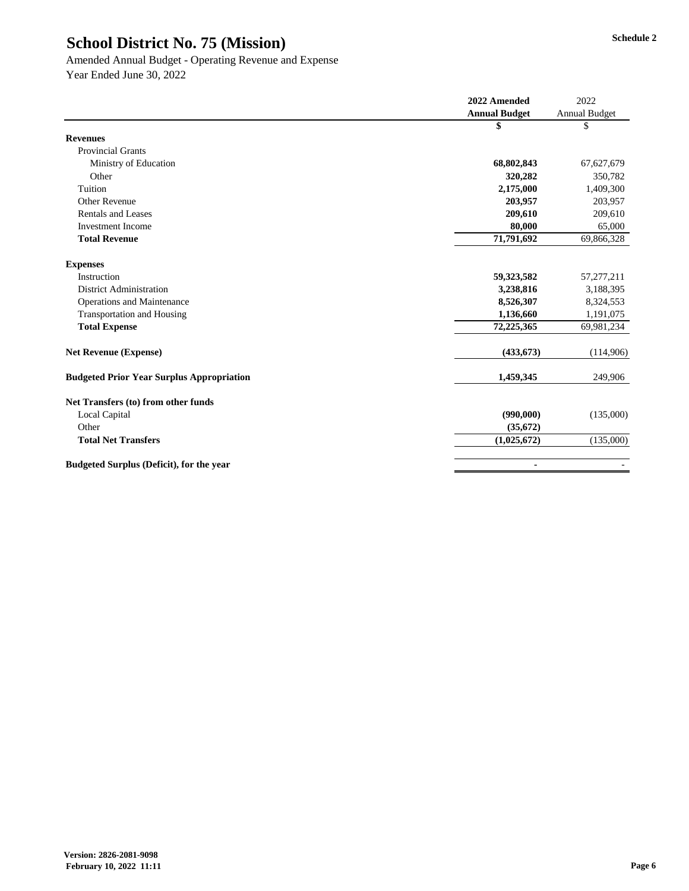# School District No. 75 (Mission)

Schedule 2

Amended Annual Budget - Operating Revenue and Expense
Year Ended June 30, 2022

| | 2022 Amended Annual Budget | 2022 Annual Budget |
|---|---|---|
| | **$** | $ |
| **Revenues** | | |
| Provincial Grants | | |
| Ministry of Education | **68,802,843** | 67,627,679 |
| Other | **320,282** | 350,782 |
| Tuition | **2,175,000** | 1,409,300 |
| Other Revenue | **203,957** | 203,957 |
| Rentals and Leases | **209,610** | 209,610 |
| Investment Income | **80,000** | 65,000 |
| **Total Revenue** | **71,791,692** | 69,866,328 |
| **Expenses** | | |
| Instruction | **59,323,582** | 57,277,211 |
| District Administration | **3,238,816** | 3,188,395 |
| Operations and Maintenance | **8,526,307** | 8,324,553 |
| Transportation and Housing | **1,136,660** | 1,191,075 |
| **Total Expense** | **72,225,365** | 69,981,234 |
| **Net Revenue (Expense)** | **(433,673)** | (114,906) |
| **Budgeted Prior Year Surplus Appropriation** | **1,459,345** | 249,906 |
| **Net Transfers (to) from other funds** | | |
| Local Capital | **(990,000)** | (135,000) |
| Other | **(35,672)** | |
| **Total Net Transfers** | **(1,025,672)** | (135,000) |
| **Budgeted Surplus (Deficit), for the year** | **-** | - |

**Version: 2826-2081-9098**
**February 10, 2022 11:11**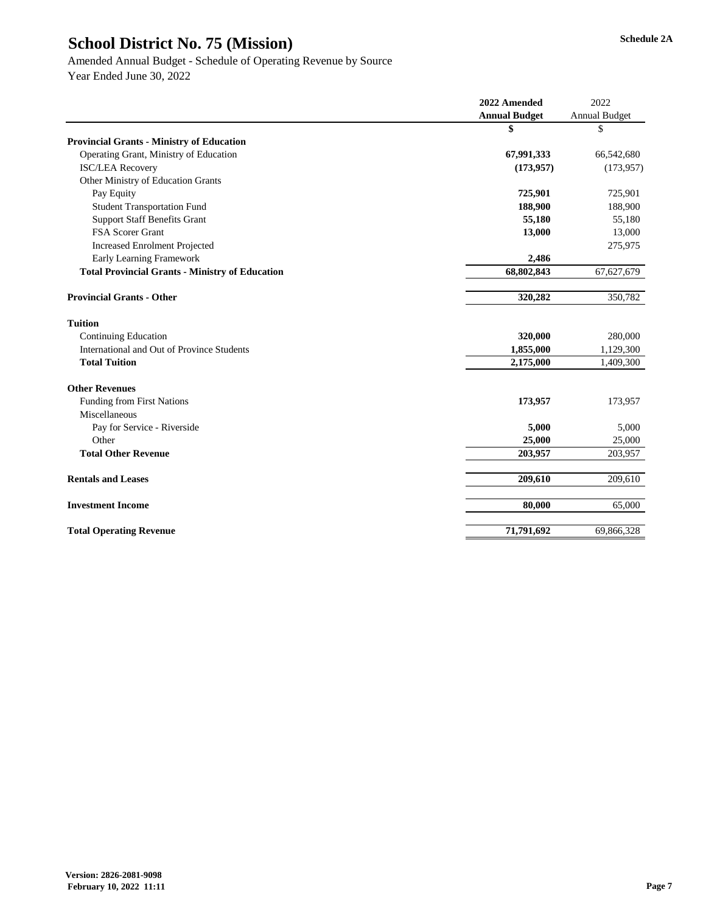# School District No. 75 (Mission)

Schedule 2A

Amended Annual Budget - Schedule of Operating Revenue by Source

Year Ended June 30, 2022

| | 2022 Amended Annual Budget | 2022 Annual Budget |
|---|---|---|
| | $ | $ |
| **Provincial Grants - Ministry of Education** | | |
| Operating Grant, Ministry of Education | **67,991,333** | 66,542,680 |
| ISC/LEA Recovery | **(173,957)** | (173,957) |
| Other Ministry of Education Grants | | |
| Pay Equity | **725,901** | 725,901 |
| Student Transportation Fund | **188,900** | 188,900 |
| Support Staff Benefits Grant | **55,180** | 55,180 |
| FSA Scorer Grant | **13,000** | 13,000 |
| Increased Enrolment Projected | | 275,975 |
| Early Learning Framework | **2,486** | |
| **Total Provincial Grants - Ministry of Education** | **68,802,843** | 67,627,679 |
| | | |
| **Provincial Grants - Other** | **320,282** | 350,782 |
| | | |
| **Tuition** | | |
| Continuing Education | **320,000** | 280,000 |
| International and Out of Province Students | **1,855,000** | 1,129,300 |
| **Total Tuition** | **2,175,000** | 1,409,300 |
| | | |
| **Other Revenues** | | |
| Funding from First Nations | **173,957** | 173,957 |
| Miscellaneous | | |
| Pay for Service - Riverside | **5,000** | 5,000 |
| Other | **25,000** | 25,000 |
| **Total Other Revenue** | **203,957** | 203,957 |
| | | |
| **Rentals and Leases** | **209,610** | 209,610 |
| | | |
| **Investment Income** | **80,000** | 65,000 |
| | | |
| **Total Operating Revenue** | **71,791,692** | 69,866,328 |

**Version: 2826-2081-9098**
**February 10, 2022 11:11**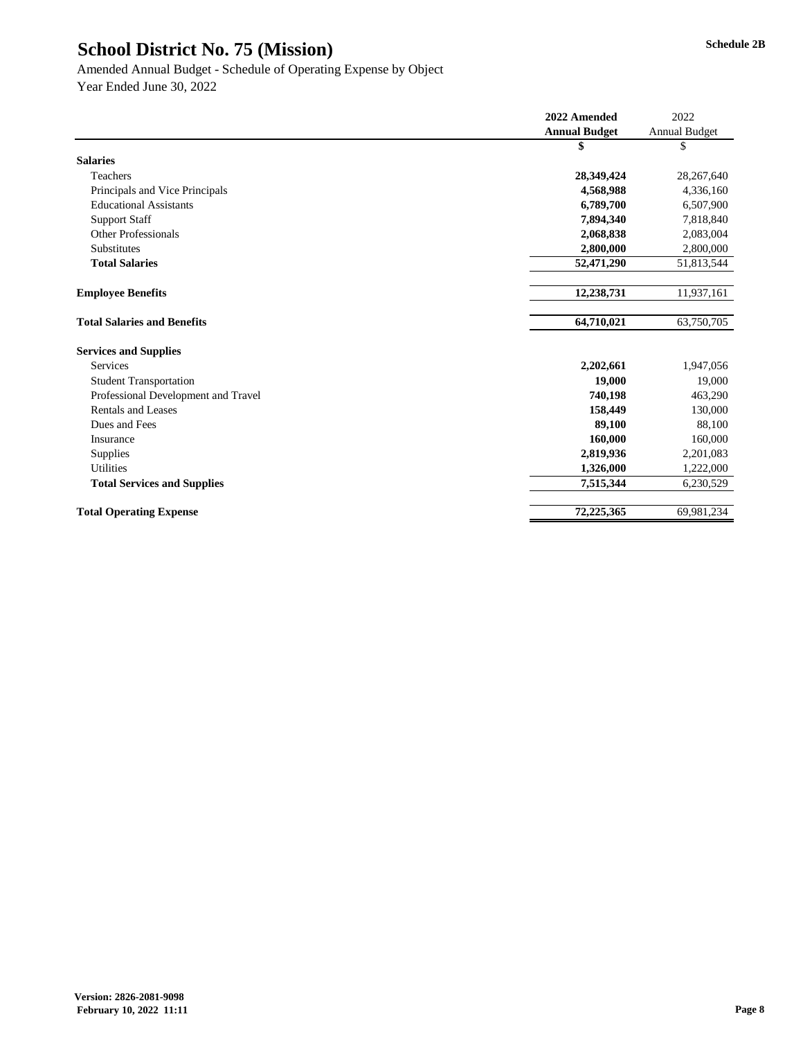# School District No. 75 (Mission)

**Schedule 2B**

Amended Annual Budget - Schedule of Operating Expense by Object

Year Ended June 30, 2022

| | 2022 Amended Annual Budget | 2022 Annual Budget |
|---|---|---|
| | $ | $ |
| **Salaries** | | |
| Teachers | **28,349,424** | 28,267,640 |
| Principals and Vice Principals | **4,568,988** | 4,336,160 |
| Educational Assistants | **6,789,700** | 6,507,900 |
| Support Staff | **7,894,340** | 7,818,840 |
| Other Professionals | **2,068,838** | 2,083,004 |
| Substitutes | **2,800,000** | 2,800,000 |
| **Total Salaries** | **52,471,290** | 51,813,544 |
| | | |
| **Employee Benefits** | **12,238,731** | 11,937,161 |
| | | |
| **Total Salaries and Benefits** | **64,710,021** | 63,750,705 |
| | | |
| **Services and Supplies** | | |
| Services | **2,202,661** | 1,947,056 |
| Student Transportation | **19,000** | 19,000 |
| Professional Development and Travel | **740,198** | 463,290 |
| Rentals and Leases | **158,449** | 130,000 |
| Dues and Fees | **89,100** | 88,100 |
| Insurance | **160,000** | 160,000 |
| Supplies | **2,819,936** | 2,201,083 |
| Utilities | **1,326,000** | 1,222,000 |
| **Total Services and Supplies** | **7,515,344** | 6,230,529 |
| | | |
| **Total Operating Expense** | **72,225,365** | 69,981,234 |

**Version: 2826-2081-9098**
**February 10, 2022 11:11**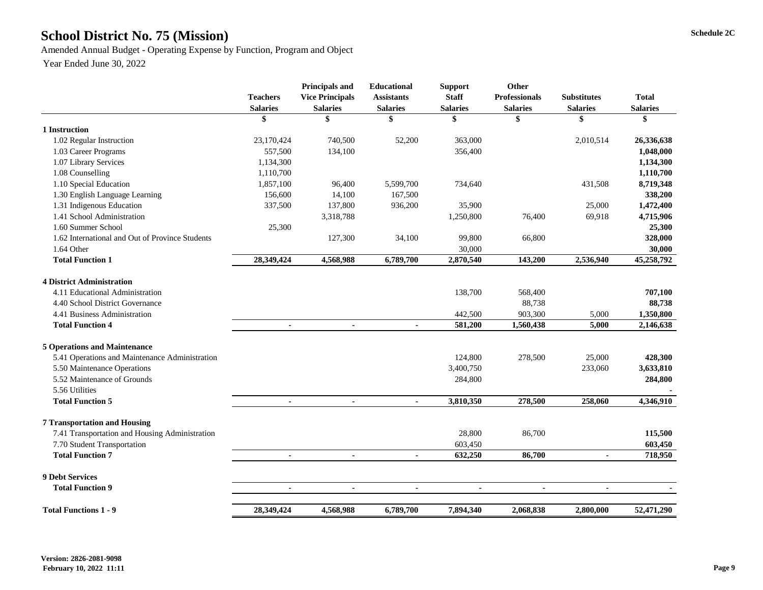# School District No. 75 (Mission)

Schedule 2C

Amended Annual Budget - Operating Expense by Function, Program and Object

Year Ended June 30, 2022

| | Teachers Salaries | Principals and Vice Principals Salaries | Educational Assistants Salaries | Support Staff Salaries | Other Professionals Salaries | Substitutes Salaries | Total Salaries |
|---|---|---|---|---|---|---|---|
| | $ | $ | $ | $ | $ | $ | $ |
| **1 Instruction** | | | | | | | |
| 1.02 Regular Instruction | 23,170,424 | 740,500 | 52,200 | 363,000 | | 2,010,514 | **26,336,638** |
| 1.03 Career Programs | 557,500 | 134,100 | | 356,400 | | | **1,048,000** |
| 1.07 Library Services | 1,134,300 | | | | | | **1,134,300** |
| 1.08 Counselling | 1,110,700 | | | | | | **1,110,700** |
| 1.10 Special Education | 1,857,100 | 96,400 | 5,599,700 | 734,640 | | 431,508 | **8,719,348** |
| 1.30 English Language Learning | 156,600 | 14,100 | 167,500 | | | | **338,200** |
| 1.31 Indigenous Education | 337,500 | 137,800 | 936,200 | 35,900 | | 25,000 | **1,472,400** |
| 1.41 School Administration | | 3,318,788 | | 1,250,800 | 76,400 | 69,918 | **4,715,906** |
| 1.60 Summer School | 25,300 | | | | | | **25,300** |
| 1.62 International and Out of Province Students | | 127,300 | 34,100 | 99,800 | 66,800 | | **328,000** |
| 1.64 Other | | | | 30,000 | | | **30,000** |
| **Total Function 1** | **28,349,424** | **4,568,988** | **6,789,700** | **2,870,540** | **143,200** | **2,536,940** | **45,258,792** |
| **4 District Administration** | | | | | | | |
| 4.11 Educational Administration | | | | 138,700 | 568,400 | | **707,100** |
| 4.40 School District Governance | | | | | 88,738 | | **88,738** |
| 4.41 Business Administration | | | | 442,500 | 903,300 | 5,000 | **1,350,800** |
| **Total Function 4** | **-** | **-** | **-** | **581,200** | **1,560,438** | **5,000** | **2,146,638** |
| **5 Operations and Maintenance** | | | | | | | |
| 5.41 Operations and Maintenance Administration | | | | 124,800 | 278,500 | 25,000 | **428,300** |
| 5.50 Maintenance Operations | | | | 3,400,750 | | 233,060 | **3,633,810** |
| 5.52 Maintenance of Grounds | | | | 284,800 | | | **284,800** |
| 5.56 Utilities | | | | | | | - |
| **Total Function 5** | **-** | **-** | **-** | **3,810,350** | **278,500** | **258,060** | **4,346,910** |
| **7 Transportation and Housing** | | | | | | | |
| 7.41 Transportation and Housing Administration | | | | 28,800 | 86,700 | | **115,500** |
| 7.70 Student Transportation | | | | 603,450 | | | **603,450** |
| **Total Function 7** | **-** | **-** | **-** | **632,250** | **86,700** | **-** | **718,950** |
| **9 Debt Services** | | | | | | | |
| **Total Function 9** | **-** | **-** | **-** | **-** | **-** | **-** | **-** |
| **Total Functions 1 - 9** | **28,349,424** | **4,568,988** | **6,789,700** | **7,894,340** | **2,068,838** | **2,800,000** | **52,471,290** |

**Version: 2826-2081-9098**
**February 10, 2022 11:11**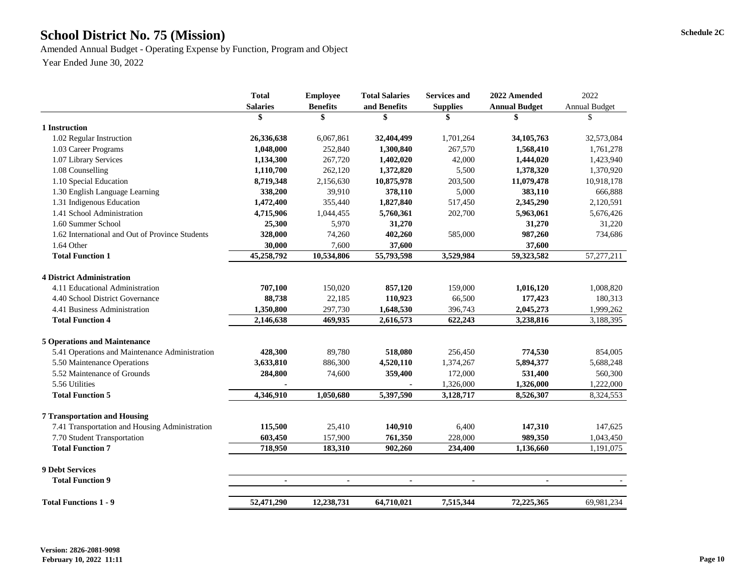Schedule 2C

# School District No. 75 (Mission)

Amended Annual Budget - Operating Expense by Function, Program and Object

Year Ended June 30, 2022

| | Total Salaries | Employee Benefits | Total Salaries and Benefits | Services and Supplies | 2022 Amended Annual Budget | 2022 Annual Budget |
|---|---|---|---|---|---|---|
| | $ | $ | $ | $ | $ | $ |
| **1 Instruction** | | | | | | |
| 1.02 Regular Instruction | **26,336,638** | 6,067,861 | **32,404,499** | 1,701,264 | **34,105,763** | 32,573,084 |
| 1.03 Career Programs | **1,048,000** | 252,840 | **1,300,840** | 267,570 | **1,568,410** | 1,761,278 |
| 1.07 Library Services | **1,134,300** | 267,720 | **1,402,020** | 42,000 | **1,444,020** | 1,423,940 |
| 1.08 Counselling | **1,110,700** | 262,120 | **1,372,820** | 5,500 | **1,378,320** | 1,370,920 |
| 1.10 Special Education | **8,719,348** | 2,156,630 | **10,875,978** | 203,500 | **11,079,478** | 10,918,178 |
| 1.30 English Language Learning | **338,200** | 39,910 | **378,110** | 5,000 | **383,110** | 666,888 |
| 1.31 Indigenous Education | **1,472,400** | 355,440 | **1,827,840** | 517,450 | **2,345,290** | 2,120,591 |
| 1.41 School Administration | **4,715,906** | 1,044,455 | **5,760,361** | 202,700 | **5,963,061** | 5,676,426 |
| 1.60 Summer School | **25,300** | 5,970 | **31,270** | | **31,270** | 31,220 |
| 1.62 International and Out of Province Students | **328,000** | 74,260 | **402,260** | 585,000 | **987,260** | 734,686 |
| 1.64 Other | **30,000** | 7,600 | **37,600** | | **37,600** | |
| **Total Function 1** | **45,258,792** | **10,534,806** | **55,793,598** | **3,529,984** | **59,323,582** | 57,277,211 |
| **4 District Administration** | | | | | | |
| 4.11 Educational Administration | **707,100** | 150,020 | **857,120** | 159,000 | **1,016,120** | 1,008,820 |
| 4.40 School District Governance | **88,738** | 22,185 | **110,923** | 66,500 | **177,423** | 180,313 |
| 4.41 Business Administration | **1,350,800** | 297,730 | **1,648,530** | 396,743 | **2,045,273** | 1,999,262 |
| **Total Function 4** | **2,146,638** | **469,935** | **2,616,573** | **622,243** | **3,238,816** | 3,188,395 |
| **5 Operations and Maintenance** | | | | | | |
| 5.41 Operations and Maintenance Administration | **428,300** | 89,780 | **518,080** | 256,450 | **774,530** | 854,005 |
| 5.50 Maintenance Operations | **3,633,810** | 886,300 | **4,520,110** | 1,374,267 | **5,894,377** | 5,688,248 |
| 5.52 Maintenance of Grounds | **284,800** | 74,600 | **359,400** | 172,000 | **531,400** | 560,300 |
| 5.56 Utilities | **-** | | **-** | 1,326,000 | **1,326,000** | 1,222,000 |
| **Total Function 5** | **4,346,910** | **1,050,680** | **5,397,590** | **3,128,717** | **8,526,307** | 8,324,553 |
| **7 Transportation and Housing** | | | | | | |
| 7.41 Transportation and Housing Administration | **115,500** | 25,410 | **140,910** | 6,400 | **147,310** | 147,625 |
| 7.70 Student Transportation | **603,450** | 157,900 | **761,350** | 228,000 | **989,350** | 1,043,450 |
| **Total Function 7** | **718,950** | **183,310** | **902,260** | **234,400** | **1,136,660** | 1,191,075 |
| **9 Debt Services** | | | | | | |
| **Total Function 9** | **-** | **-** | **-** | **-** | **-** | - |
| **Total Functions 1 - 9** | **52,471,290** | **12,238,731** | **64,710,021** | **7,515,344** | **72,225,365** | 69,981,234 |

**Version: 2826-2081-9098**
**February 10, 2022 11:11**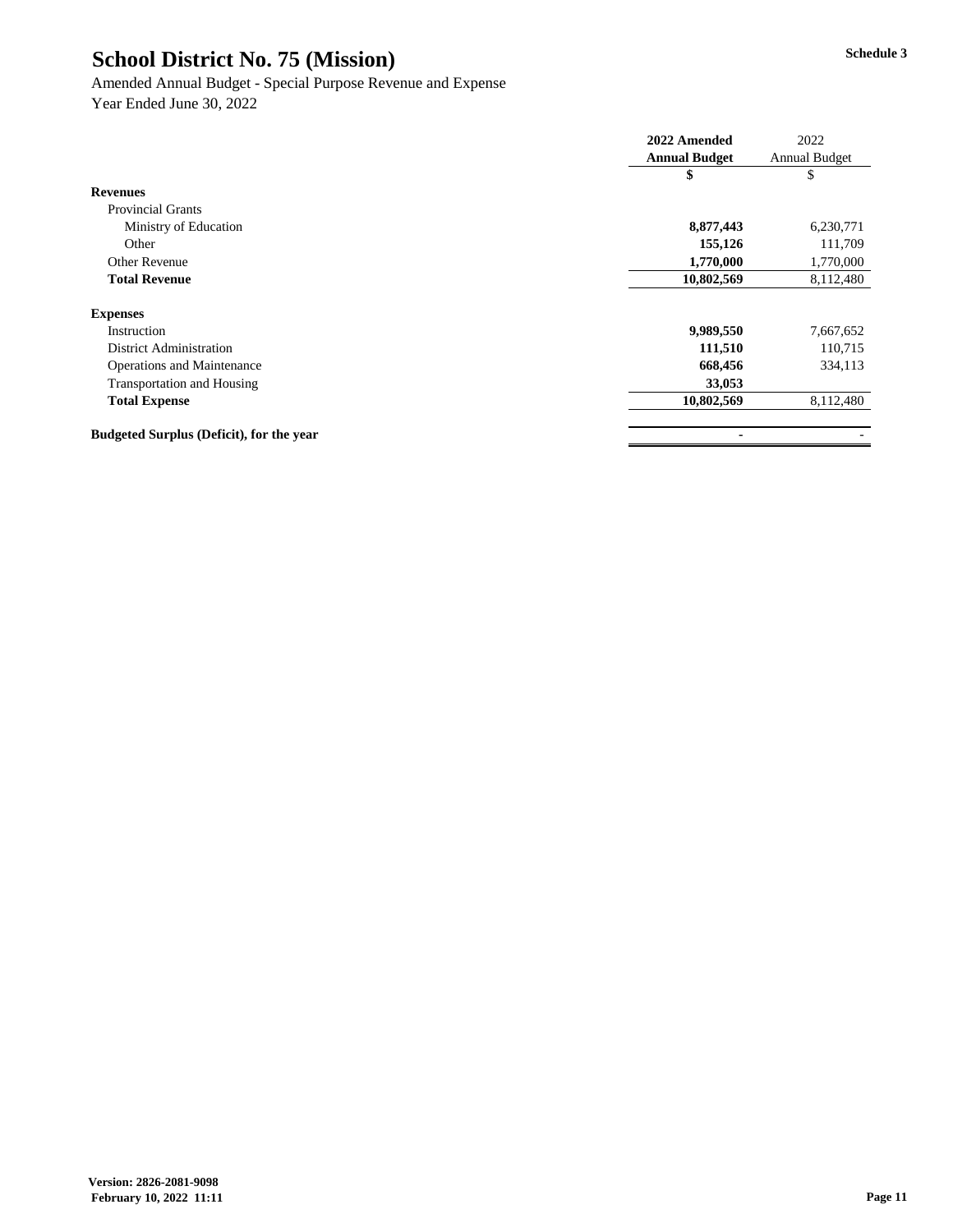# School District No. 75 (Mission)

Schedule 3

Amended Annual Budget - Special Purpose Revenue and Expense

Year Ended June 30, 2022

| | 2022 Amended Annual Budget | 2022 Annual Budget |
|---|---|---|
| | $ | $ |
| **Revenues** | | |
| Provincial Grants | | |
| Ministry of Education | **8,877,443** | 6,230,771 |
| Other | **155,126** | 111,709 |
| Other Revenue | **1,770,000** | 1,770,000 |
| **Total Revenue** | **10,802,569** | 8,112,480 |
| **Expenses** | | |
| Instruction | **9,989,550** | 7,667,652 |
| District Administration | **111,510** | 110,715 |
| Operations and Maintenance | **668,456** | 334,113 |
| Transportation and Housing | **33,053** | |
| **Total Expense** | **10,802,569** | 8,112,480 |
| **Budgeted Surplus (Deficit), for the year** | **-** | - |

**Version: 2826-2081-9098**
**February 10, 2022 11:11**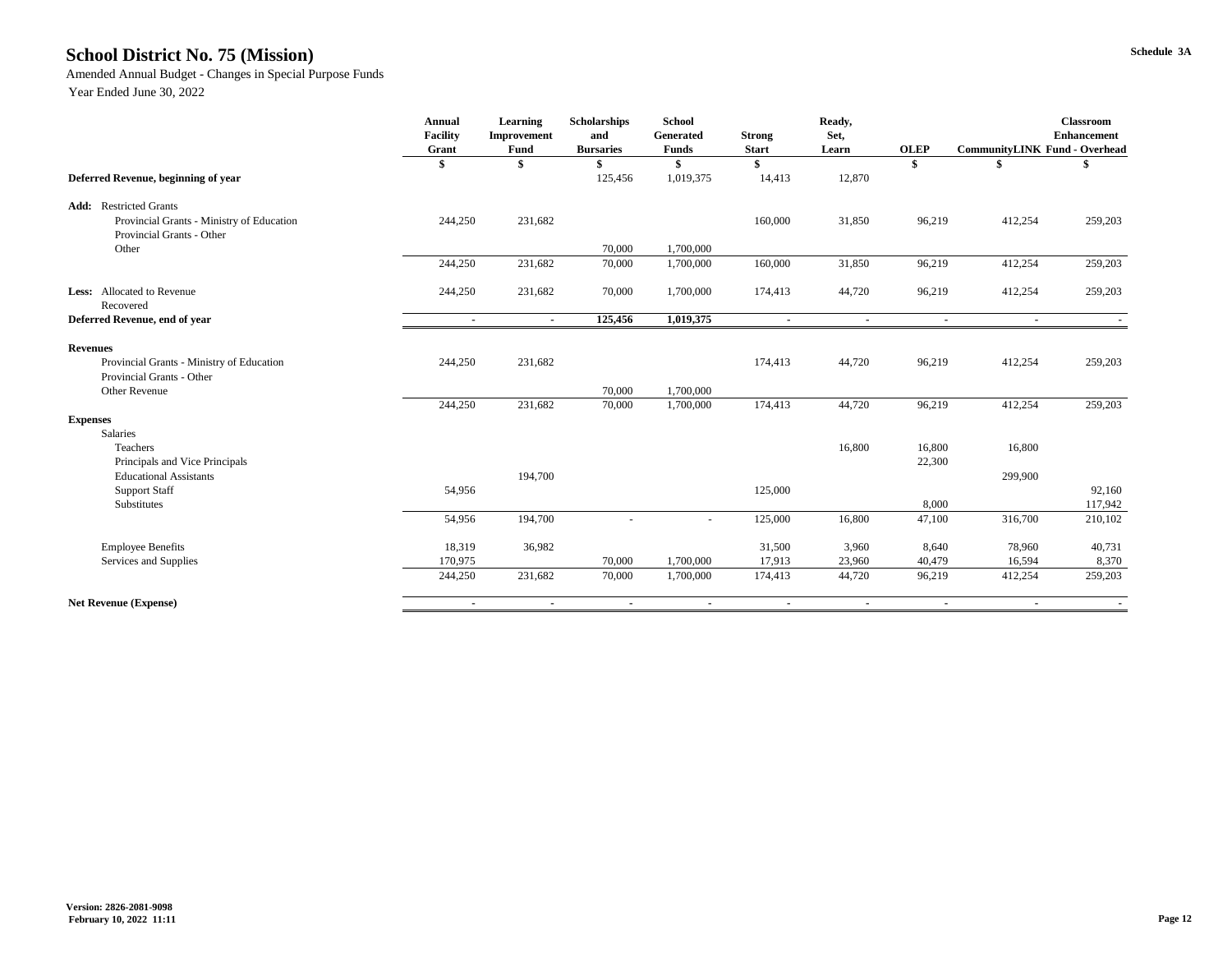# School District No. 75 (Mission)

Schedule 3A

Amended Annual Budget - Changes in Special Purpose Funds

Year Ended June 30, 2022

| | Annual Facility Grant | Learning Improvement Fund | Scholarships and Bursaries | School Generated Funds | Strong Start | Ready, Set, Learn | OLEP | CommunityLINK | Classroom Enhancement Fund - Overhead |
|---|---|---|---|---|---|---|---|---|---|
| | $ | $ | $ | $ | $ | | $ | $ | $ |
| **Deferred Revenue, beginning of year** | | | 125,456 | 1,019,375 | 14,413 | 12,870 | | | |
| **Add:** Restricted Grants | | | | | | | | | |
| Provincial Grants - Ministry of Education | 244,250 | 231,682 | | | 160,000 | 31,850 | 96,219 | 412,254 | 259,203 |
| Provincial Grants - Other | | | | | | | | | |
| Other | | | 70,000 | 1,700,000 | | | | | |
| | 244,250 | 231,682 | 70,000 | 1,700,000 | 160,000 | 31,850 | 96,219 | 412,254 | 259,203 |
| **Less:** Allocated to Revenue | 244,250 | 231,682 | 70,000 | 1,700,000 | 174,413 | 44,720 | 96,219 | 412,254 | 259,203 |
| Recovered | | | | | | | | | |
| **Deferred Revenue, end of year** | - | - | **125,456** | **1,019,375** | - | - | - | - | - |
| **Revenues** | | | | | | | | | |
| Provincial Grants - Ministry of Education | 244,250 | 231,682 | | | 174,413 | 44,720 | 96,219 | 412,254 | 259,203 |
| Provincial Grants - Other | | | | | | | | | |
| Other Revenue | | | 70,000 | 1,700,000 | | | | | |
| | 244,250 | 231,682 | 70,000 | 1,700,000 | 174,413 | 44,720 | 96,219 | 412,254 | 259,203 |
| **Expenses** | | | | | | | | | |
| Salaries | | | | | | | | | |
| Teachers | | | | | | 16,800 | 16,800 | 16,800 | |
| Principals and Vice Principals | | | | | | | 22,300 | | |
| Educational Assistants | | 194,700 | | | | | | 299,900 | |
| Support Staff | 54,956 | | | | 125,000 | | | | 92,160 |
| Substitutes | | | | | | | 8,000 | | 117,942 |
| | 54,956 | 194,700 | - | - | 125,000 | 16,800 | 47,100 | 316,700 | 210,102 |
| Employee Benefits | 18,319 | 36,982 | | | 31,500 | 3,960 | 8,640 | 78,960 | 40,731 |
| Services and Supplies | 170,975 | | 70,000 | 1,700,000 | 17,913 | 23,960 | 40,479 | 16,594 | 8,370 |
| | 244,250 | 231,682 | 70,000 | 1,700,000 | 174,413 | 44,720 | 96,219 | 412,254 | 259,203 |
| **Net Revenue (Expense)** | - | - | - | - | - | - | - | - | - |

**Version: 2826-2081-9098**
**February 10, 2022 11:11**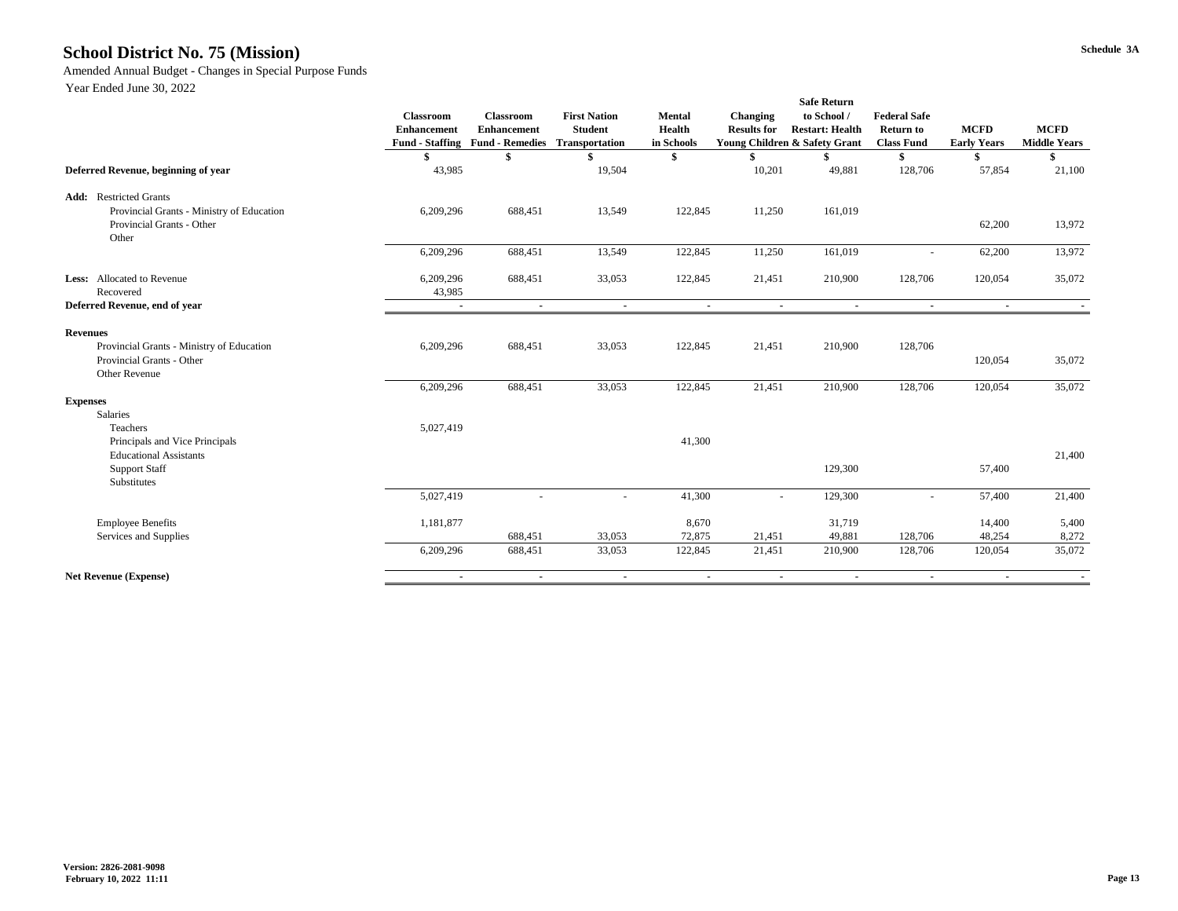# School District No. 75 (Mission)

Amended Annual Budget - Changes in Special Purpose Funds

Year Ended June 30, 2022

Schedule 3A

| | Classroom Enhancement Fund - Staffing | Classroom Enhancement Fund - Remedies | First Nation Student Transportation | Mental Health in Schools | Changing Results for Young Children | Safe Return to School / Restart: Health & Safety Grant | Federal Safe Return to Class Fund | MCFD Early Years | MCFD Middle Years |
|---|---|---|---|---|---|---|---|---|---|
| | $ | $ | $ | $ | $ | $ | $ | $ | $ |
| **Deferred Revenue, beginning of year** | 43,985 | | 19,504 | | 10,201 | 49,881 | 128,706 | 57,854 | 21,100 |
| **Add:** Restricted Grants | | | | | | | | | |
| Provincial Grants - Ministry of Education | 6,209,296 | 688,451 | 13,549 | 122,845 | 11,250 | 161,019 | | | |
| Provincial Grants - Other | | | | | | | | 62,200 | 13,972 |
| Other | | | | | | | | | |
| | 6,209,296 | 688,451 | 13,549 | 122,845 | 11,250 | 161,019 | - | 62,200 | 13,972 |
| **Less:** Allocated to Revenue | 6,209,296 | 688,451 | 33,053 | 122,845 | 21,451 | 210,900 | 128,706 | 120,054 | 35,072 |
| Recovered | 43,985 | | | | | | | | |
| **Deferred Revenue, end of year** | - | - | - | - | - | - | - | - | - |
| **Revenues** | | | | | | | | | |
| Provincial Grants - Ministry of Education | 6,209,296 | 688,451 | 33,053 | 122,845 | 21,451 | 210,900 | 128,706 | | |
| Provincial Grants - Other | | | | | | | | 120,054 | 35,072 |
| Other Revenue | | | | | | | | | |
| | 6,209,296 | 688,451 | 33,053 | 122,845 | 21,451 | 210,900 | 128,706 | 120,054 | 35,072 |
| **Expenses** | | | | | | | | | |
| Salaries | | | | | | | | | |
| Teachers | 5,027,419 | | | | | | | | |
| Principals and Vice Principals | | | | 41,300 | | | | | |
| Educational Assistants | | | | | | | | | 21,400 |
| Support Staff | | | | | | 129,300 | | 57,400 | |
| Substitutes | | | | | | | | | |
| | 5,027,419 | - | - | 41,300 | - | 129,300 | - | 57,400 | 21,400 |
| Employee Benefits | 1,181,877 | | | 8,670 | | 31,719 | | 14,400 | 5,400 |
| Services and Supplies | | 688,451 | 33,053 | 72,875 | 21,451 | 49,881 | 128,706 | 48,254 | 8,272 |
| | 6,209,296 | 688,451 | 33,053 | 122,845 | 21,451 | 210,900 | 128,706 | 120,054 | 35,072 |
| **Net Revenue (Expense)** | - | - | - | - | - | - | - | - | - |

**Version: 2826-2081-9098**
**February 10, 2022 11:11**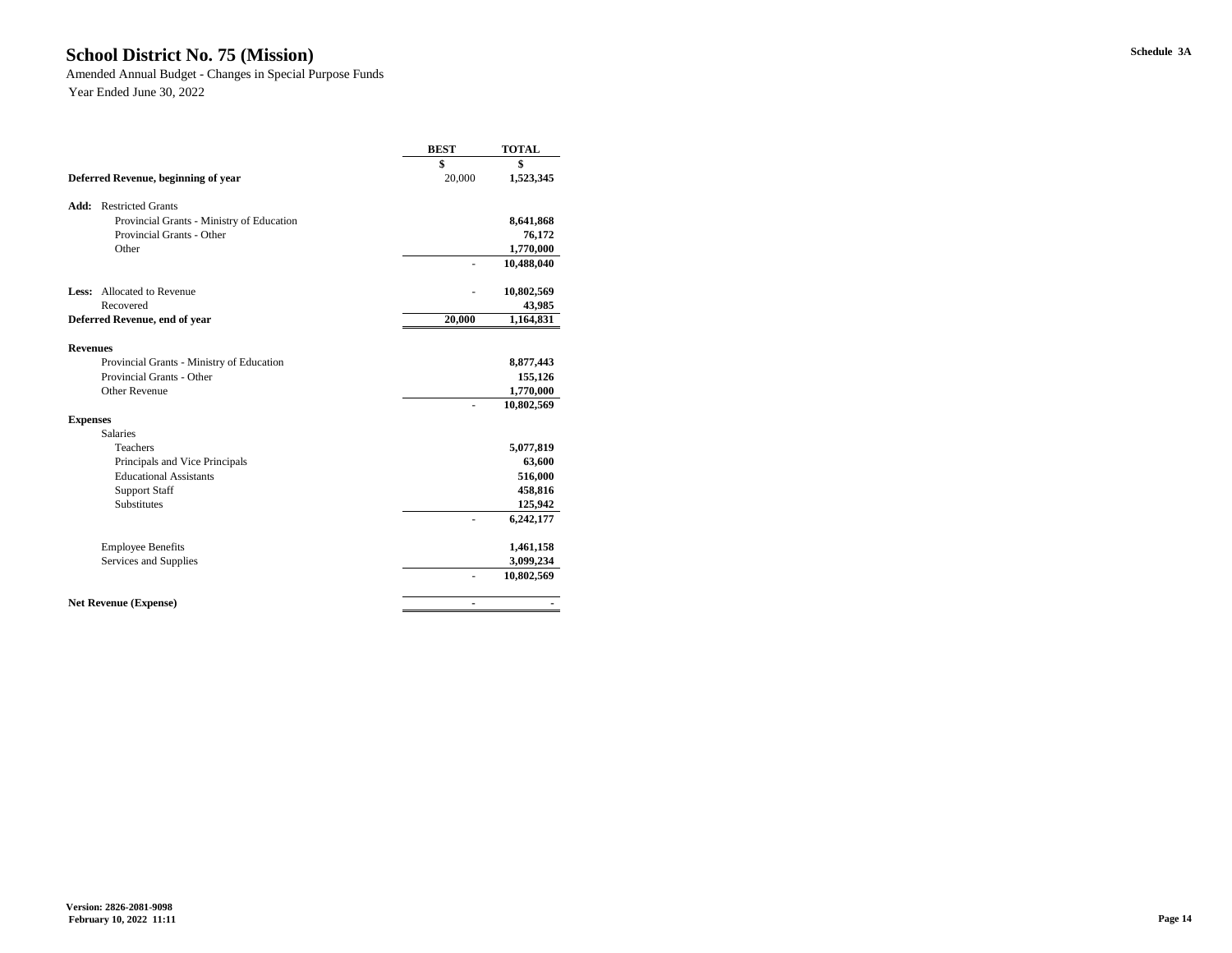# School District No. 75 (Mission)

Amended Annual Budget - Changes in Special Purpose Funds

Year Ended June 30, 2022

Schedule 3A

| | BEST | TOTAL |
|---|---|---|
| | $ | $ |
| **Deferred Revenue, beginning of year** | 20,000 | **1,523,345** |
| | | |
| **Add:** Restricted Grants | | |
| Provincial Grants - Ministry of Education | | **8,641,868** |
| Provincial Grants - Other | | **76,172** |
| Other | | **1,770,000** |
| | - | **10,488,040** |
| | | |
| **Less:** Allocated to Revenue | - | **10,802,569** |
| Recovered | | **43,985** |
| **Deferred Revenue, end of year** | **20,000** | **1,164,831** |
| | | |
| **Revenues** | | |
| Provincial Grants - Ministry of Education | | **8,877,443** |
| Provincial Grants - Other | | **155,126** |
| Other Revenue | | **1,770,000** |
| | - | **10,802,569** |
| **Expenses** | | |
| Salaries | | |
| Teachers | | **5,077,819** |
| Principals and Vice Principals | | **63,600** |
| Educational Assistants | | **516,000** |
| Support Staff | | **458,816** |
| Substitutes | | **125,942** |
| | - | **6,242,177** |
| | | |
| Employee Benefits | | **1,461,158** |
| Services and Supplies | | **3,099,234** |
| | - | **10,802,569** |
| | | |
| **Net Revenue (Expense)** | **-** | **-** |

**Version: 2826-2081-9098**
**February 10, 2022 11:11**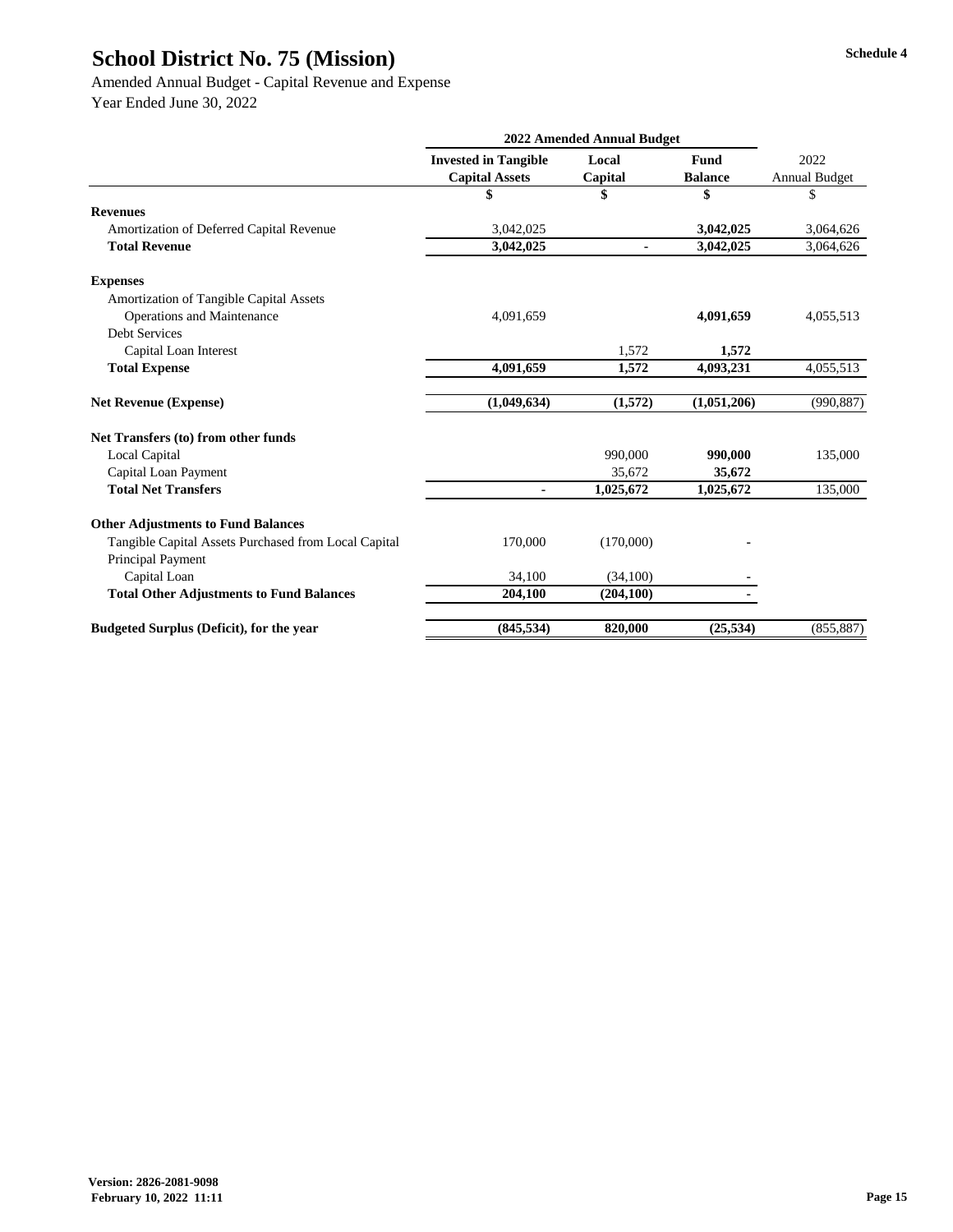# School District No. 75 (Mission)

**Schedule 4**

Amended Annual Budget - Capital Revenue and Expense

Year Ended June 30, 2022

| | 2022 Amended Annual Budget | | | |
|---|---|---|---|---|
| | **Invested in Tangible Capital Assets** | **Local Capital** | **Fund Balance** | 2022 Annual Budget |
| | **$** | **$** | **$** | $ |
| **Revenues** | | | | |
| Amortization of Deferred Capital Revenue | 3,042,025 | | **3,042,025** | 3,064,626 |
| **Total Revenue** | **3,042,025** | **-** | **3,042,025** | 3,064,626 |
| **Expenses** | | | | |
| Amortization of Tangible Capital Assets | | | | |
| Operations and Maintenance | 4,091,659 | | **4,091,659** | 4,055,513 |
| Debt Services | | | | |
| Capital Loan Interest | | 1,572 | **1,572** | |
| **Total Expense** | **4,091,659** | **1,572** | **4,093,231** | 4,055,513 |
| **Net Revenue (Expense)** | **(1,049,634)** | **(1,572)** | **(1,051,206)** | (990,887) |
| **Net Transfers (to) from other funds** | | | | |
| Local Capital | | 990,000 | **990,000** | 135,000 |
| Capital Loan Payment | | 35,672 | **35,672** | |
| **Total Net Transfers** | **-** | **1,025,672** | **1,025,672** | 135,000 |
| **Other Adjustments to Fund Balances** | | | | |
| Tangible Capital Assets Purchased from Local Capital | 170,000 | (170,000) | - | |
| Principal Payment | | | | |
| Capital Loan | 34,100 | (34,100) | - | |
| **Total Other Adjustments to Fund Balances** | **204,100** | **(204,100)** | **-** | |
| **Budgeted Surplus (Deficit), for the year** | **(845,534)** | **820,000** | **(25,534)** | (855,887) |

**Version: 2826-2081-9098**
**February 10, 2022 11:11**